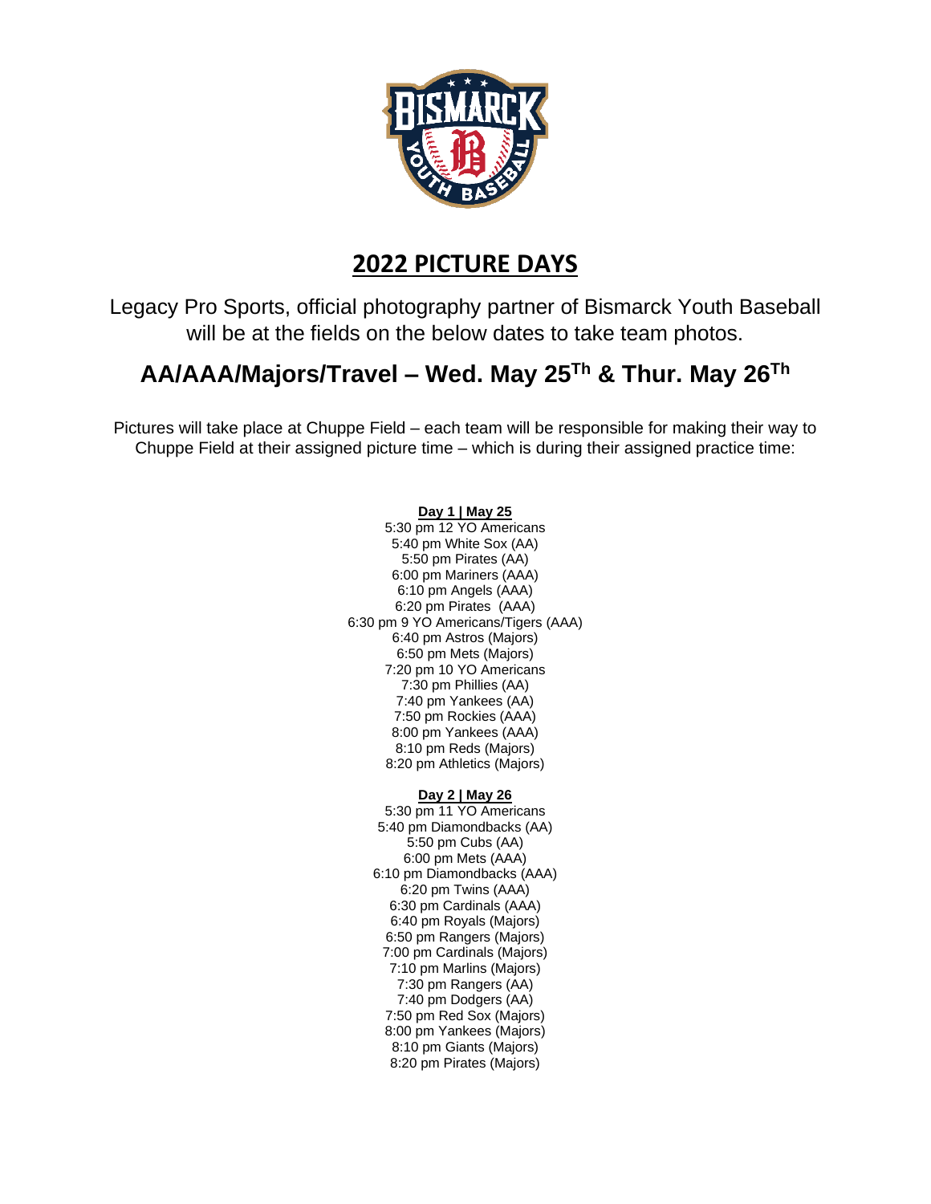# 2022 PICTURE DAYS

Legacy Pro Sports, official photography partner of Bismarck Youth Baseball will be at the fields on the below dates to take team photos.

## AA/AAA/Majors/Travel – Wed. May 25Th & Thur. May 26Th

Pictures will take place at Chuppe Field – each team will be responsible for making their way to Chuppe Field at their assigned picture time – which is during their assigned practice time:

**Day 1 | May 25**

5:30 pm 12 YO Americans
5:40 pm White Sox (AA)
5:50 pm Pirates (AA)
6:00 pm Mariners (AAA)
6:10 pm Angels (AAA)
6:20 pm Pirates (AAA)
6:30 pm 9 YO Americans/Tigers (AAA)
6:40 pm Astros (Majors)
6:50 pm Mets (Majors)
7:20 pm 10 YO Americans
7:30 pm Phillies (AA)
7:40 pm Yankees (AA)
7:50 pm Rockies (AAA)
8:00 pm Yankees (AAA)
8:10 pm Reds (Majors)
8:20 pm Athletics (Majors)

**Day 2 | May 26**

5:30 pm 11 YO Americans
5:40 pm Diamondbacks (AA)
5:50 pm Cubs (AA)
6:00 pm Mets (AAA)
6:10 pm Diamondbacks (AAA)
6:20 pm Twins (AAA)
6:30 pm Cardinals (AAA)
6:40 pm Royals (Majors)
6:50 pm Rangers (Majors)
7:00 pm Cardinals (Majors)
7:10 pm Marlins (Majors)
7:30 pm Rangers (AA)
7:40 pm Dodgers (AA)
7:50 pm Red Sox (Majors)
8:00 pm Yankees (Majors)
8:10 pm Giants (Majors)
8:20 pm Pirates (Majors)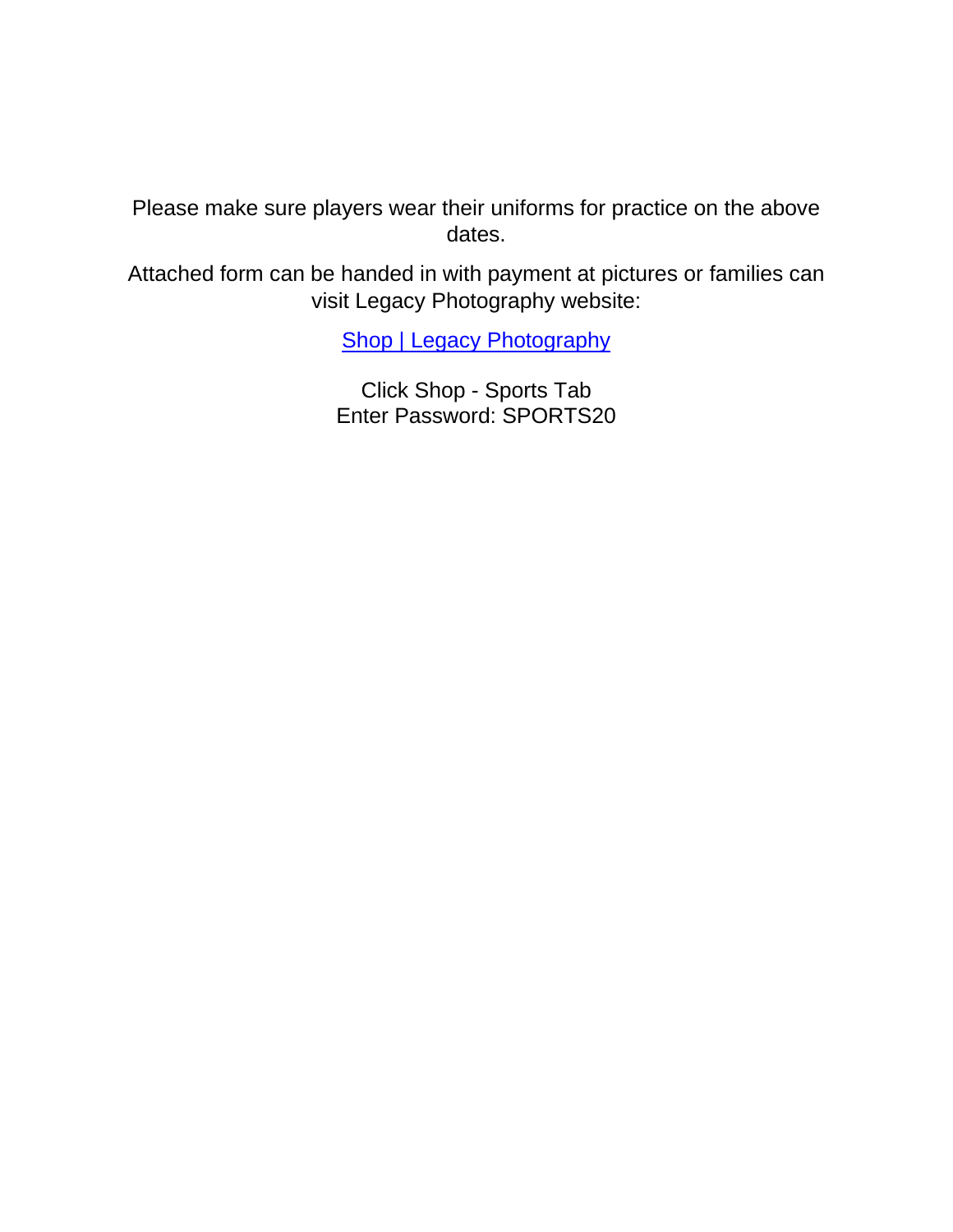Please make sure players wear their uniforms for practice on the above dates.

Attached form can be handed in with payment at pictures or families can visit Legacy Photography website:

[Shop | Legacy Photography]

Click Shop - Sports Tab
Enter Password: SPORTS20